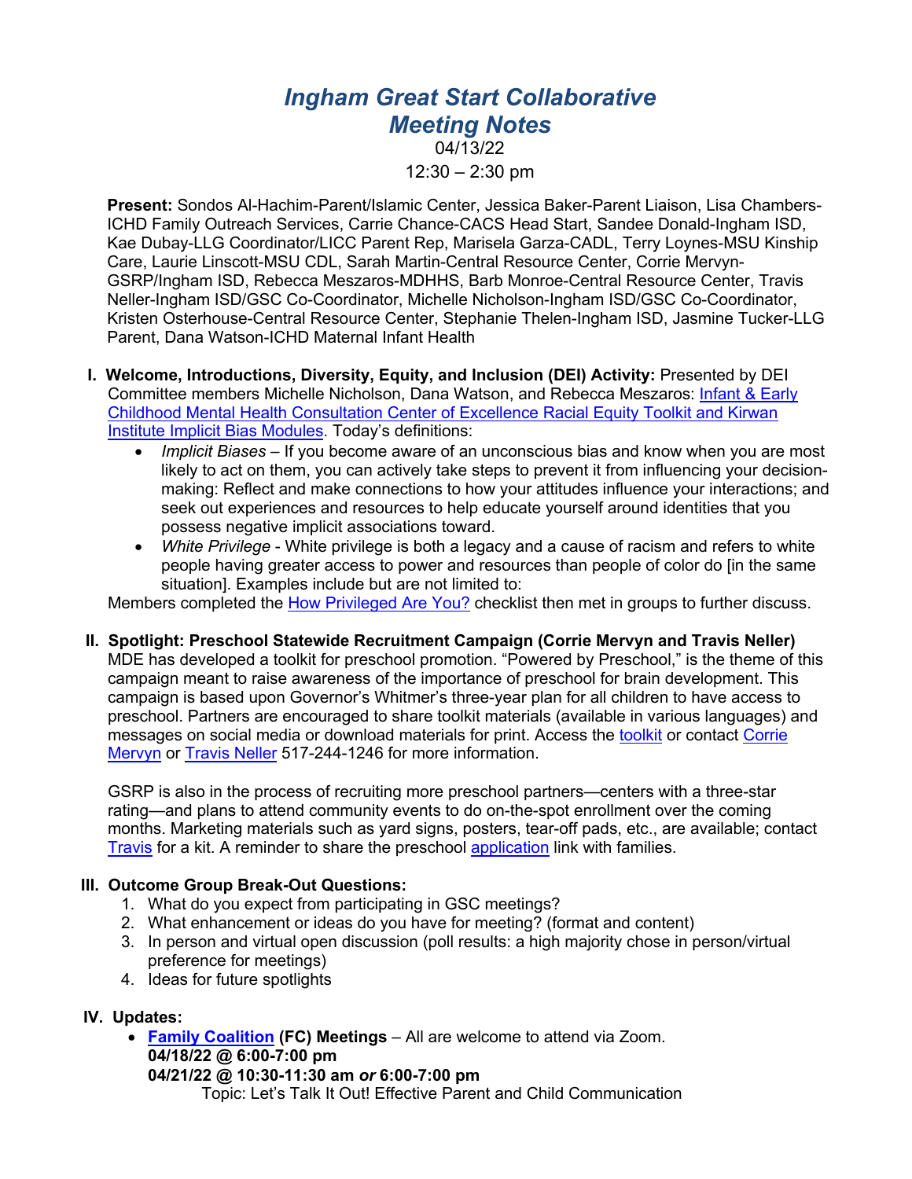# *Ingham Great Start Collaborative*
# *Meeting Notes*

04/13/22

12:30 – 2:30 pm

**Present:** Sondos Al-Hachim-Parent/Islamic Center, Jessica Baker-Parent Liaison, Lisa Chambers-ICHD Family Outreach Services, Carrie Chance-CACS Head Start, Sandee Donald-Ingham ISD, Kae Dubay-LLG Coordinator/LICC Parent Rep, Marisela Garza-CADL, Terry Loynes-MSU Kinship Care, Laurie Linscott-MSU CDL, Sarah Martin-Central Resource Center, Corrie Mervyn-GSRP/Ingham ISD, Rebecca Meszaros-MDHHS, Barb Monroe-Central Resource Center, Travis Neller-Ingham ISD/GSC Co-Coordinator, Michelle Nicholson-Ingham ISD/GSC Co-Coordinator, Kristen Osterhouse-Central Resource Center, Stephanie Thelen-Ingham ISD, Jasmine Tucker-LLG Parent, Dana Watson-ICHD Maternal Infant Health

**I. Welcome, Introductions, Diversity, Equity, and Inclusion (DEI) Activity:** Presented by DEI Committee members Michelle Nicholson, Dana Watson, and Rebecca Meszaros: Infant & Early Childhood Mental Health Consultation Center of Excellence Racial Equity Toolkit and Kirwan Institute Implicit Bias Modules. Today's definitions:

- *Implicit Biases* – If you become aware of an unconscious bias and know when you are most likely to act on them, you can actively take steps to prevent it from influencing your decision-making: Reflect and make connections to how your attitudes influence your interactions; and seek out experiences and resources to help educate yourself around identities that you possess negative implicit associations toward.
- *White Privilege* - White privilege is both a legacy and a cause of racism and refers to white people having greater access to power and resources than people of color do [in the same situation]. Examples include but are not limited to:

Members completed the How Privileged Are You? checklist then met in groups to further discuss.

**II. Spotlight: Preschool Statewide Recruitment Campaign (Corrie Mervyn and Travis Neller)**

MDE has developed a toolkit for preschool promotion. "Powered by Preschool," is the theme of this campaign meant to raise awareness of the importance of preschool for brain development. This campaign is based upon Governor's Whitmer's three-year plan for all children to have access to preschool. Partners are encouraged to share toolkit materials (available in various languages) and messages on social media or download materials for print. Access the toolkit or contact Corrie Mervyn or Travis Neller 517-244-1246 for more information.

GSRP is also in the process of recruiting more preschool partners—centers with a three-star rating—and plans to attend community events to do on-the-spot enrollment over the coming months. Marketing materials such as yard signs, posters, tear-off pads, etc., are available; contact Travis for a kit. A reminder to share the preschool application link with families.

**III. Outcome Group Break-Out Questions:**

1. What do you expect from participating in GSC meetings?
2. What enhancement or ideas do you have for meeting? (format and content)
3. In person and virtual open discussion (poll results: a high majority chose in person/virtual preference for meetings)
4. Ideas for future spotlights

**IV. Updates:**

- **Family Coalition (FC) Meetings** – All are welcome to attend via Zoom.
  **04/18/22 @ 6:00-7:00 pm**
  **04/21/22 @ 10:30-11:30 am *or* 6:00-7:00 pm**
  Topic: Let's Talk It Out! Effective Parent and Child Communication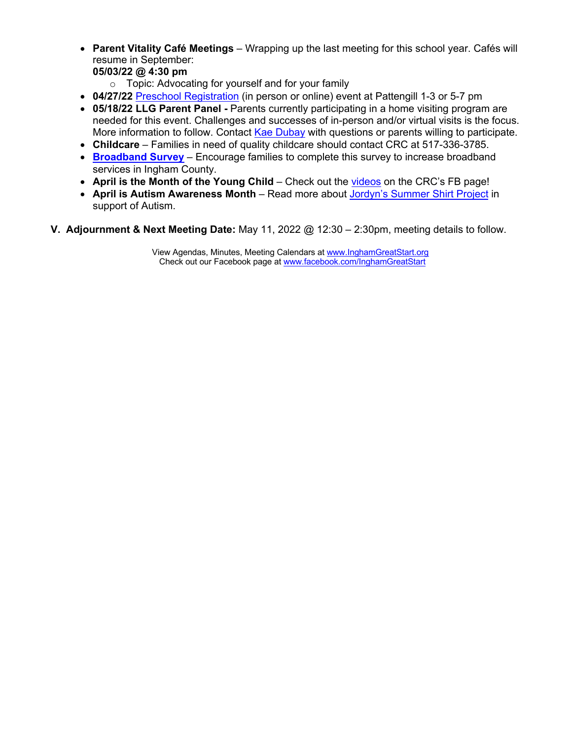- **Parent Vitality Café Meetings** – Wrapping up the last meeting for this school year. Cafés will resume in September:
  **05/03/22 @ 4:30 pm**
    - Topic: Advocating for yourself and for your family
- **04/27/22** Preschool Registration (in person or online) event at Pattengill 1-3 or 5-7 pm
- **05/18/22 LLG Parent Panel -** Parents currently participating in a home visiting program are needed for this event. Challenges and successes of in-person and/or virtual visits is the focus. More information to follow. Contact Kae Dubay with questions or parents willing to participate.
- **Childcare** – Families in need of quality childcare should contact CRC at 517-336-3785.
- **Broadband Survey** – Encourage families to complete this survey to increase broadband services in Ingham County.
- **April is the Month of the Young Child** – Check out the videos on the CRC's FB page!
- **April is Autism Awareness Month** – Read more about Jordyn's Summer Shirt Project in support of Autism.

**V. Adjournment & Next Meeting Date:** May 11, 2022 @ 12:30 – 2:30pm, meeting details to follow.

View Agendas, Minutes, Meeting Calendars at www.InghamGreatStart.org
Check out our Facebook page at www.facebook.com/InghamGreatStart